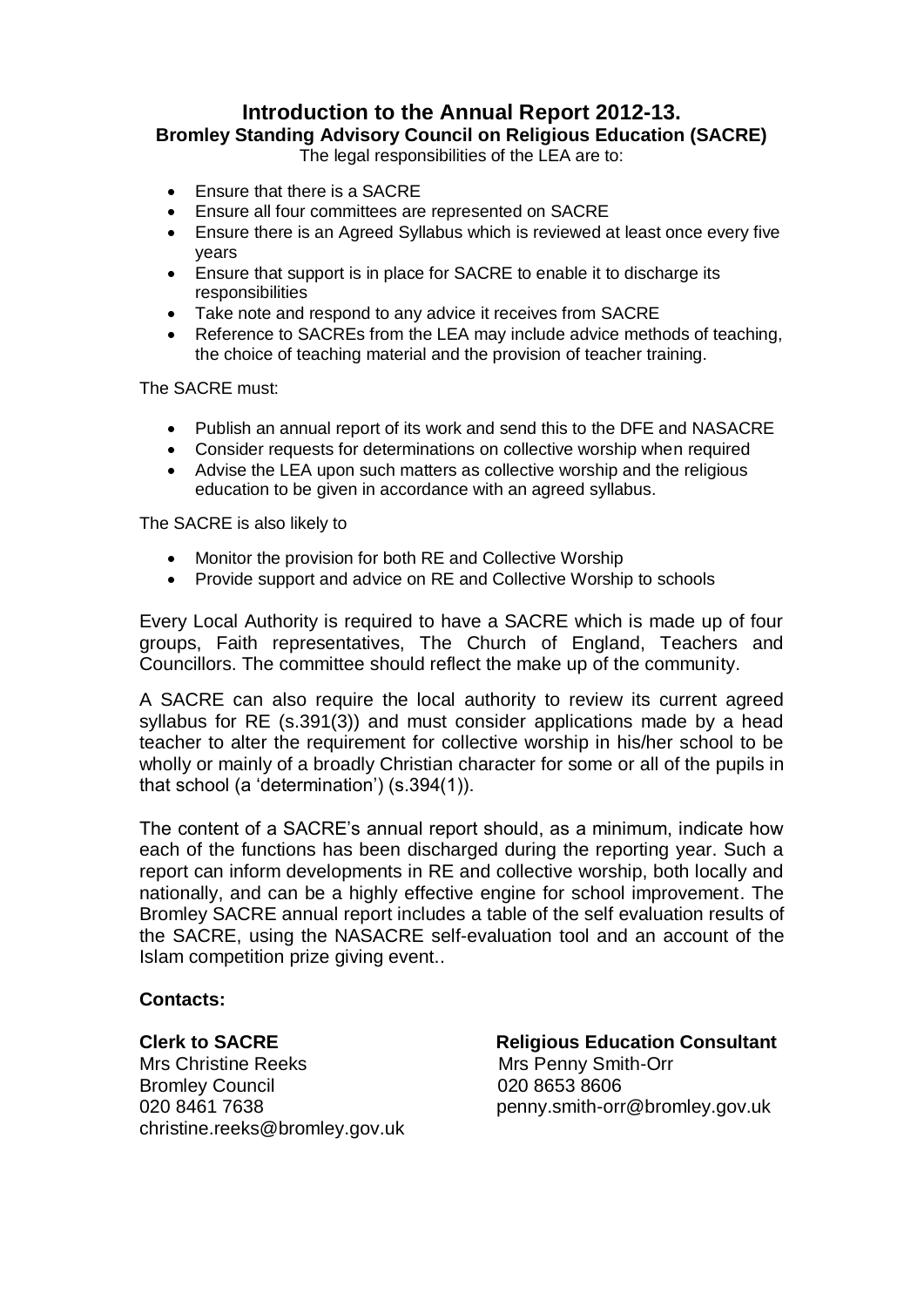# Introduction to the Annual Report 2012-13.

## Bromley Standing Advisory Council on Religious Education (SACRE)

The legal responsibilities of the LEA are to:

- Ensure that there is a SACRE
- Ensure all four committees are represented on SACRE
- Ensure there is an Agreed Syllabus which is reviewed at least once every five years
- Ensure that support is in place for SACRE to enable it to discharge its responsibilities
- Take note and respond to any advice it receives from SACRE
- Reference to SACREs from the LEA may include advice methods of teaching, the choice of teaching material and the provision of teacher training.

The SACRE must:

- Publish an annual report of its work and send this to the DFE and NASACRE
- Consider requests for determinations on collective worship when required
- Advise the LEA upon such matters as collective worship and the religious education to be given in accordance with an agreed syllabus.

The SACRE is also likely to

- Monitor the provision for both RE and Collective Worship
- Provide support and advice on RE and Collective Worship to schools

Every Local Authority is required to have a SACRE which is made up of four groups, Faith representatives, The Church of England, Teachers and Councillors. The committee should reflect the make up of the community.

A SACRE can also require the local authority to review its current agreed syllabus for RE (s.391(3)) and must consider applications made by a head teacher to alter the requirement for collective worship in his/her school to be wholly or mainly of a broadly Christian character for some or all of the pupils in that school (a 'determination') (s.394(1)).

The content of a SACRE's annual report should, as a minimum, indicate how each of the functions has been discharged during the reporting year. Such a report can inform developments in RE and collective worship, both locally and nationally, and can be a highly effective engine for school improvement. The Bromley SACRE annual report includes a table of the self evaluation results of the SACRE, using the NASACRE self-evaluation tool and an account of the Islam competition prize giving event..

**Contacts:**

**Clerk to SACRE**
Mrs Christine Reeks
Bromley Council
020 8461 7638
christine.reeks@bromley.gov.uk

**Religious Education Consultant**
Mrs Penny Smith-Orr
020 8653 8606
penny.smith-orr@bromley.gov.uk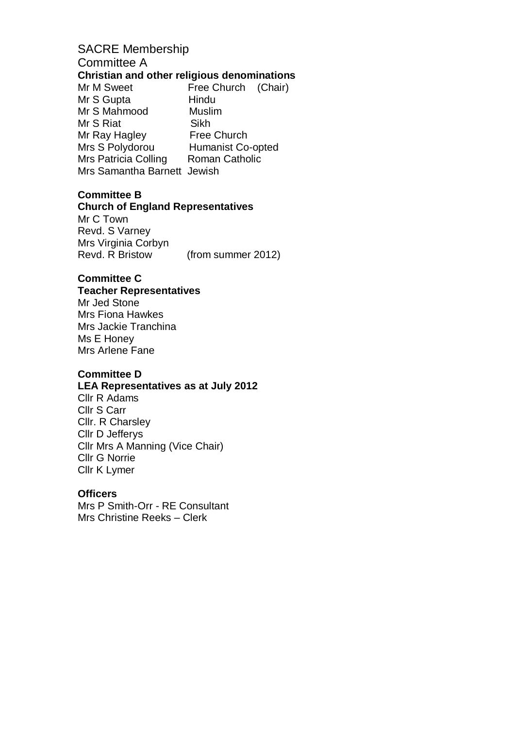# SACRE Membership

## Committee A

**Christian and other religious denominations**

| | |
|---|---|
| Mr M Sweet | Free Church (Chair) |
| Mr S Gupta | Hindu |
| Mr S Mahmood | Muslim |
| Mr S Riat | Sikh |
| Mr Ray Hagley | Free Church |
| Mrs S Polydorou | Humanist Co-opted |
| Mrs Patricia Colling | Roman Catholic |
| Mrs Samantha Barnett | Jewish |

**Committee B**

**Church of England Representatives**

Mr C Town
Revd. S Varney
Mrs Virginia Corbyn
Revd. R Bristow (from summer 2012)

**Committee C**

**Teacher Representatives**

Mr Jed Stone
Mrs Fiona Hawkes
Mrs Jackie Tranchina
Ms E Honey
Mrs Arlene Fane

**Committee D**

**LEA Representatives as at July 2012**

Cllr R Adams
Cllr S Carr
Cllr. R Charsley
Cllr D Jefferys
Cllr Mrs A Manning (Vice Chair)
Cllr G Norrie
Cllr K Lymer

**Officers**

Mrs P Smith-Orr - RE Consultant
Mrs Christine Reeks – Clerk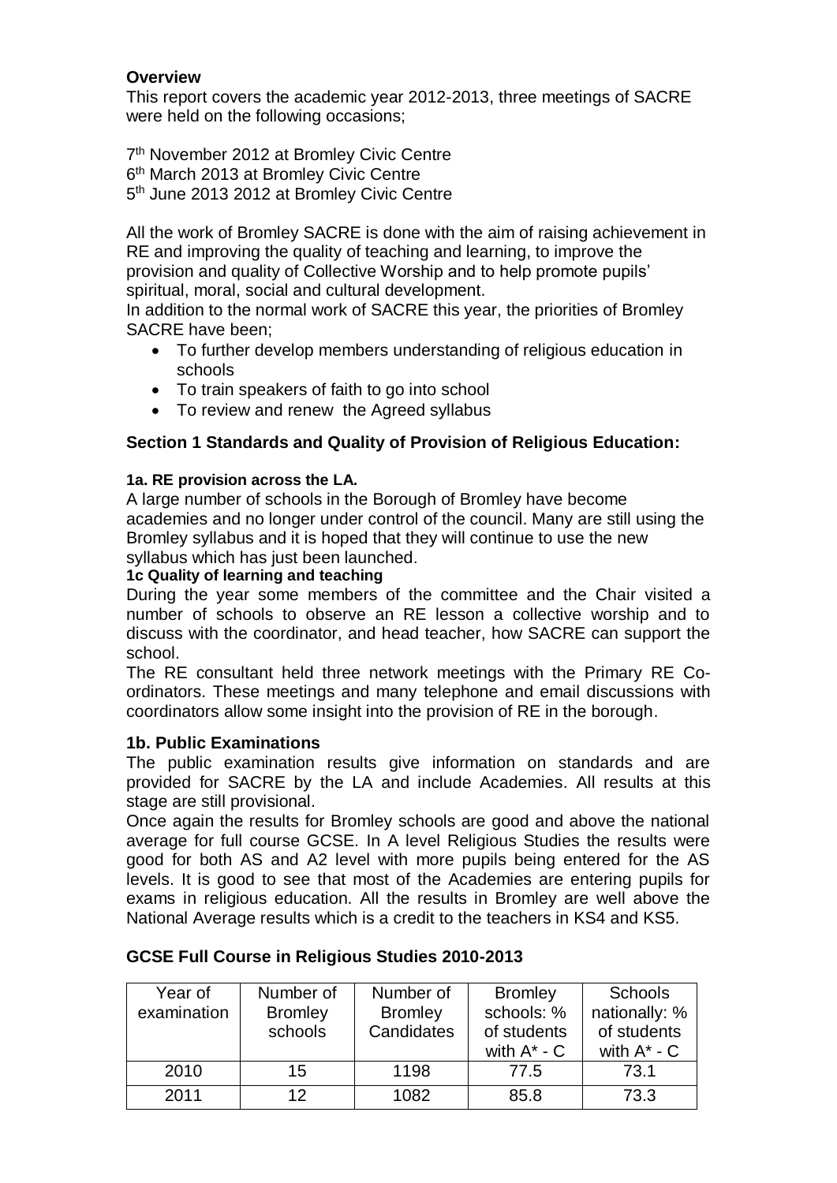## Overview

This report covers the academic year 2012-2013, three meetings of SACRE were held on the following occasions;

7th November 2012 at Bromley Civic Centre
6th March 2013 at Bromley Civic Centre
5th June 2013 2012 at Bromley Civic Centre

All the work of Bromley SACRE is done with the aim of raising achievement in RE and improving the quality of teaching and learning, to improve the provision and quality of Collective Worship and to help promote pupils' spiritual, moral, social and cultural development.
In addition to the normal work of SACRE this year, the priorities of Bromley SACRE have been;

- To further develop members understanding of religious education in schools
- To train speakers of faith to go into school
- To review and renew the Agreed syllabus

## Section 1 Standards and Quality of Provision of Religious Education:

#### 1a. RE provision across the LA.

A large number of schools in the Borough of Bromley have become academies and no longer under control of the council. Many are still using the Bromley syllabus and it is hoped that they will continue to use the new syllabus which has just been launched.

#### 1c Quality of learning and teaching

During the year some members of the committee and the Chair visited a number of schools to observe an RE lesson a collective worship and to discuss with the coordinator, and head teacher, how SACRE can support the school.

The RE consultant held three network meetings with the Primary RE Co-ordinators. These meetings and many telephone and email discussions with coordinators allow some insight into the provision of RE in the borough.

### 1b. Public Examinations

The public examination results give information on standards and are provided for SACRE by the LA and include Academies. All results at this stage are still provisional.

Once again the results for Bromley schools are good and above the national average for full course GCSE. In A level Religious Studies the results were good for both AS and A2 level with more pupils being entered for the AS levels. It is good to see that most of the Academies are entering pupils for exams in religious education. All the results in Bromley are well above the National Average results which is a credit to the teachers in KS4 and KS5.

### GCSE Full Course in Religious Studies 2010-2013

| Year of examination | Number of Bromley schools | Number of Bromley Candidates | Bromley schools: % of students with A* - C | Schools nationally: % of students with A* - C |
|---|---|---|---|---|
| 2010 | 15 | 1198 | 77.5 | 73.1 |
| 2011 | 12 | 1082 | 85.8 | 73.3 |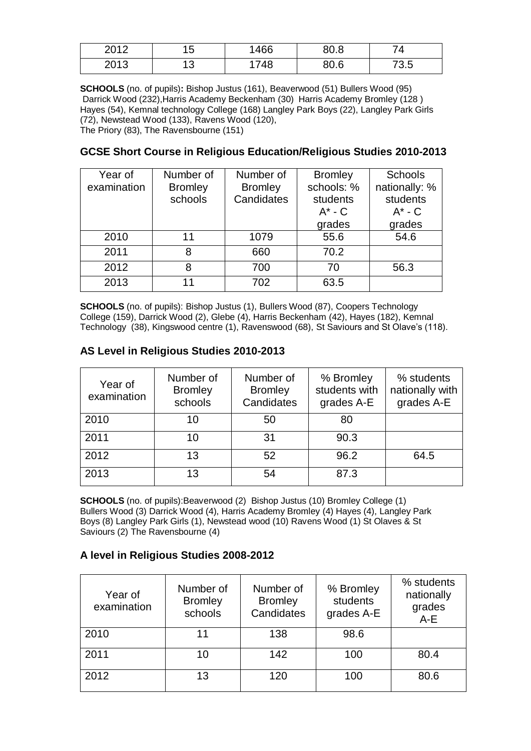| 2012 | 15 | 1466 | 80.8 | 74 |
|---|---|---|---|---|
| 2013 | 13 | 1748 | 80.6 | 73.5 |

**SCHOOLS** (no. of pupils)**:** Bishop Justus (161), Beaverwood (51) Bullers Wood (95) Darrick Wood (232),Harris Academy Beckenham (30) Harris Academy Bromley (128 ) Hayes (54), Kemnal technology College (168) Langley Park Boys (22), Langley Park Girls (72), Newstead Wood (133), Ravens Wood (120), The Priory (83), The Ravensbourne (151)

### GCSE Short Course in Religious Education/Religious Studies 2010-2013

| Year of examination | Number of Bromley schools | Number of Bromley Candidates | Bromley schools: % students A* - C grades | Schools nationally: % students A* - C grades |
|---|---|---|---|---|
| 2010 | 11 | 1079 | 55.6 | 54.6 |
| 2011 | 8 | 660 | 70.2 | |
| 2012 | 8 | 700 | 70 | 56.3 |
| 2013 | 11 | 702 | 63.5 | |

**SCHOOLS** (no. of pupils): Bishop Justus (1), Bullers Wood (87), Coopers Technology College (159), Darrick Wood (2), Glebe (4), Harris Beckenham (42), Hayes (182), Kemnal Technology (38), Kingswood centre (1), Ravenswood (68), St Saviours and St Olave's (118).

### AS Level in Religious Studies 2010-2013

| Year of examination | Number of Bromley schools | Number of Bromley Candidates | % Bromley students with grades A-E | % students nationally with grades A-E |
|---|---|---|---|---|
| 2010 | 10 | 50 | 80 | |
| 2011 | 10 | 31 | 90.3 | |
| 2012 | 13 | 52 | 96.2 | 64.5 |
| 2013 | 13 | 54 | 87.3 | |

**SCHOOLS** (no. of pupils):Beaverwood (2) Bishop Justus (10) Bromley College (1) Bullers Wood (3) Darrick Wood (4), Harris Academy Bromley (4) Hayes (4), Langley Park Boys (8) Langley Park Girls (1), Newstead wood (10) Ravens Wood (1) St Olaves & St Saviours (2) The Ravensbourne (4)

### A level in Religious Studies 2008-2012

| Year of examination | Number of Bromley schools | Number of Bromley Candidates | % Bromley students grades A-E | % students nationally grades A-E |
|---|---|---|---|---|
| 2010 | 11 | 138 | 98.6 | |
| 2011 | 10 | 142 | 100 | 80.4 |
| 2012 | 13 | 120 | 100 | 80.6 |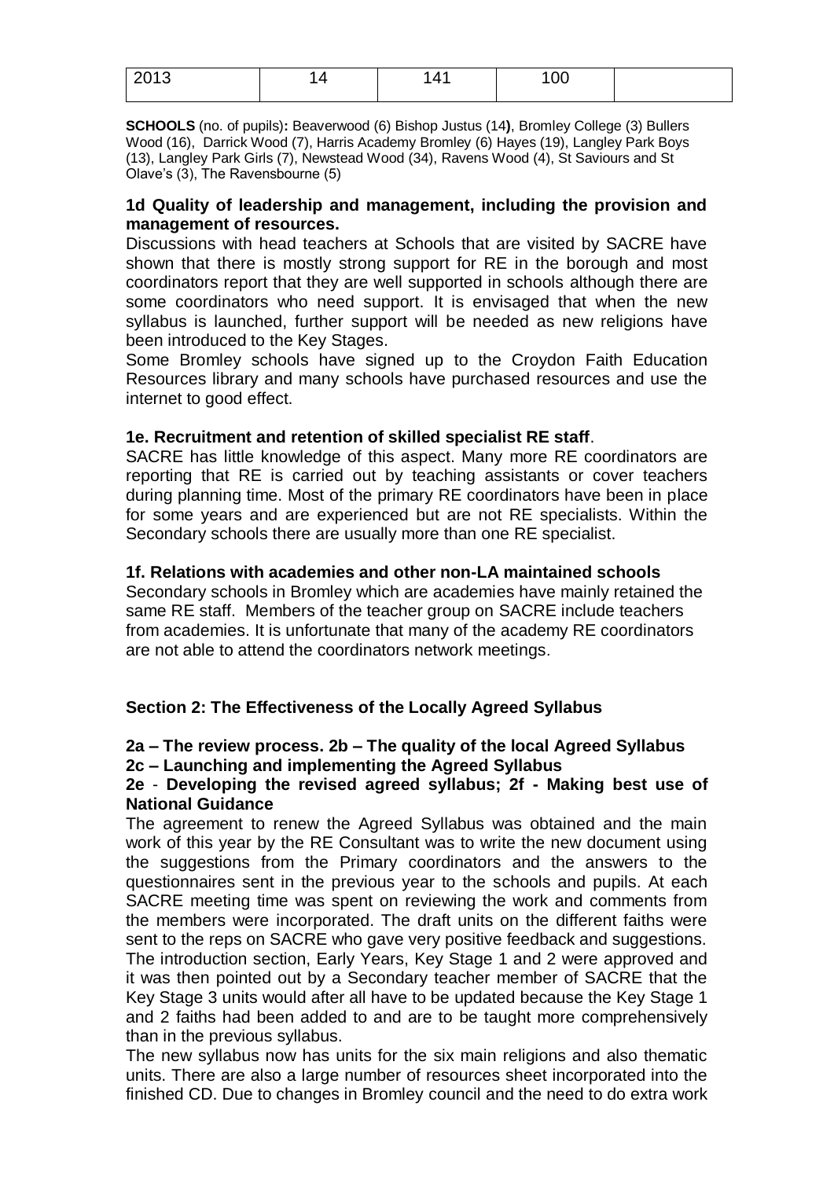| 2013 | 14 | 141 | 100 | |
|---|---|---|---|---|

**SCHOOLS** (no. of pupils)**:** Beaverwood (6) Bishop Justus (14**)**, Bromley College (3) Bullers Wood (16), Darrick Wood (7), Harris Academy Bromley (6) Hayes (19), Langley Park Boys (13), Langley Park Girls (7), Newstead Wood (34), Ravens Wood (4), St Saviours and St Olave's (3), The Ravensbourne (5)

**1d Quality of leadership and management, including the provision and management of resources.**

Discussions with head teachers at Schools that are visited by SACRE have shown that there is mostly strong support for RE in the borough and most coordinators report that they are well supported in schools although there are some coordinators who need support. It is envisaged that when the new syllabus is launched, further support will be needed as new religions have been introduced to the Key Stages.

Some Bromley schools have signed up to the Croydon Faith Education Resources library and many schools have purchased resources and use the internet to good effect.

**1e. Recruitment and retention of skilled specialist RE staff**.

SACRE has little knowledge of this aspect. Many more RE coordinators are reporting that RE is carried out by teaching assistants or cover teachers during planning time. Most of the primary RE coordinators have been in place for some years and are experienced but are not RE specialists. Within the Secondary schools there are usually more than one RE specialist.

**1f. Relations with academies and other non-LA maintained schools**

Secondary schools in Bromley which are academies have mainly retained the same RE staff. Members of the teacher group on SACRE include teachers from academies. It is unfortunate that many of the academy RE coordinators are not able to attend the coordinators network meetings.

## Section 2: The Effectiveness of the Locally Agreed Syllabus

**2a – The review process. 2b – The quality of the local Agreed Syllabus**
**2c – Launching and implementing the Agreed Syllabus**
**2e - Developing the revised agreed syllabus; 2f - Making best use of National Guidance**

The agreement to renew the Agreed Syllabus was obtained and the main work of this year by the RE Consultant was to write the new document using the suggestions from the Primary coordinators and the answers to the questionnaires sent in the previous year to the schools and pupils. At each SACRE meeting time was spent on reviewing the work and comments from the members were incorporated. The draft units on the different faiths were sent to the reps on SACRE who gave very positive feedback and suggestions. The introduction section, Early Years, Key Stage 1 and 2 were approved and it was then pointed out by a Secondary teacher member of SACRE that the Key Stage 3 units would after all have to be updated because the Key Stage 1 and 2 faiths had been added to and are to be taught more comprehensively than in the previous syllabus.

The new syllabus now has units for the six main religions and also thematic units. There are also a large number of resources sheet incorporated into the finished CD. Due to changes in Bromley council and the need to do extra work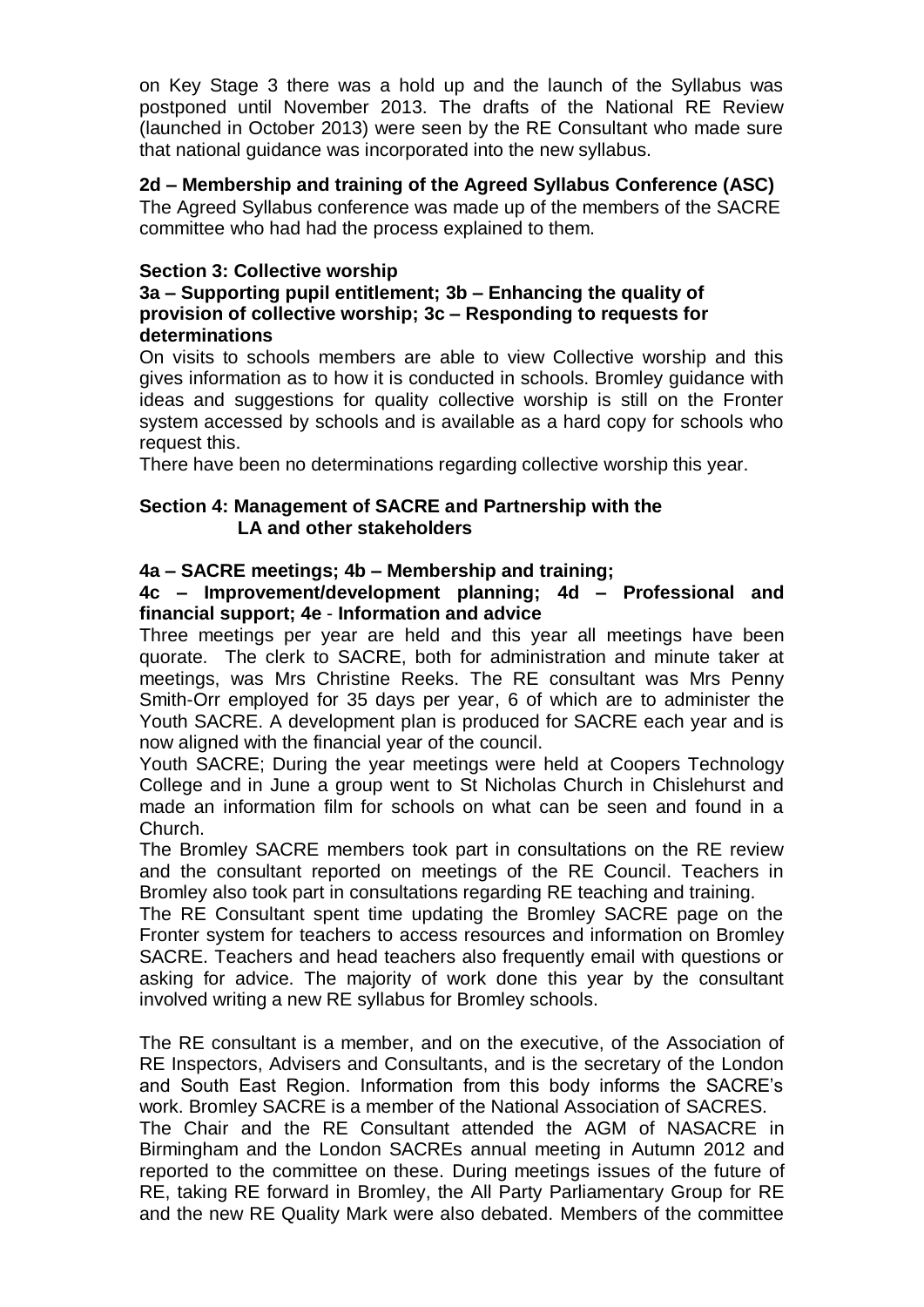on Key Stage 3 there was a hold up and the launch of the Syllabus was postponed until November 2013. The drafts of the National RE Review (launched in October 2013) were seen by the RE Consultant who made sure that national guidance was incorporated into the new syllabus.

**2d – Membership and training of the Agreed Syllabus Conference (ASC)**

The Agreed Syllabus conference was made up of the members of the SACRE committee who had had the process explained to them.

**Section 3: Collective worship**

**3a – Supporting pupil entitlement; 3b – Enhancing the quality of provision of collective worship; 3c – Responding to requests for determinations**

On visits to schools members are able to view Collective worship and this gives information as to how it is conducted in schools. Bromley guidance with ideas and suggestions for quality collective worship is still on the Fronter system accessed by schools and is available as a hard copy for schools who request this.

There have been no determinations regarding collective worship this year.

**Section 4: Management of SACRE and Partnership with the LA and other stakeholders**

**4a – SACRE meetings; 4b – Membership and training; 4c – Improvement/development planning; 4d – Professional and financial support; 4e - Information and advice**

Three meetings per year are held and this year all meetings have been quorate. The clerk to SACRE, both for administration and minute taker at meetings, was Mrs Christine Reeks. The RE consultant was Mrs Penny Smith-Orr employed for 35 days per year, 6 of which are to administer the Youth SACRE. A development plan is produced for SACRE each year and is now aligned with the financial year of the council.

Youth SACRE; During the year meetings were held at Coopers Technology College and in June a group went to St Nicholas Church in Chislehurst and made an information film for schools on what can be seen and found in a Church.

The Bromley SACRE members took part in consultations on the RE review and the consultant reported on meetings of the RE Council. Teachers in Bromley also took part in consultations regarding RE teaching and training.

The RE Consultant spent time updating the Bromley SACRE page on the Fronter system for teachers to access resources and information on Bromley SACRE. Teachers and head teachers also frequently email with questions or asking for advice. The majority of work done this year by the consultant involved writing a new RE syllabus for Bromley schools.

The RE consultant is a member, and on the executive, of the Association of RE Inspectors, Advisers and Consultants, and is the secretary of the London and South East Region. Information from this body informs the SACRE's work. Bromley SACRE is a member of the National Association of SACRES.

The Chair and the RE Consultant attended the AGM of NASACRE in Birmingham and the London SACREs annual meeting in Autumn 2012 and reported to the committee on these. During meetings issues of the future of RE, taking RE forward in Bromley, the All Party Parliamentary Group for RE and the new RE Quality Mark were also debated. Members of the committee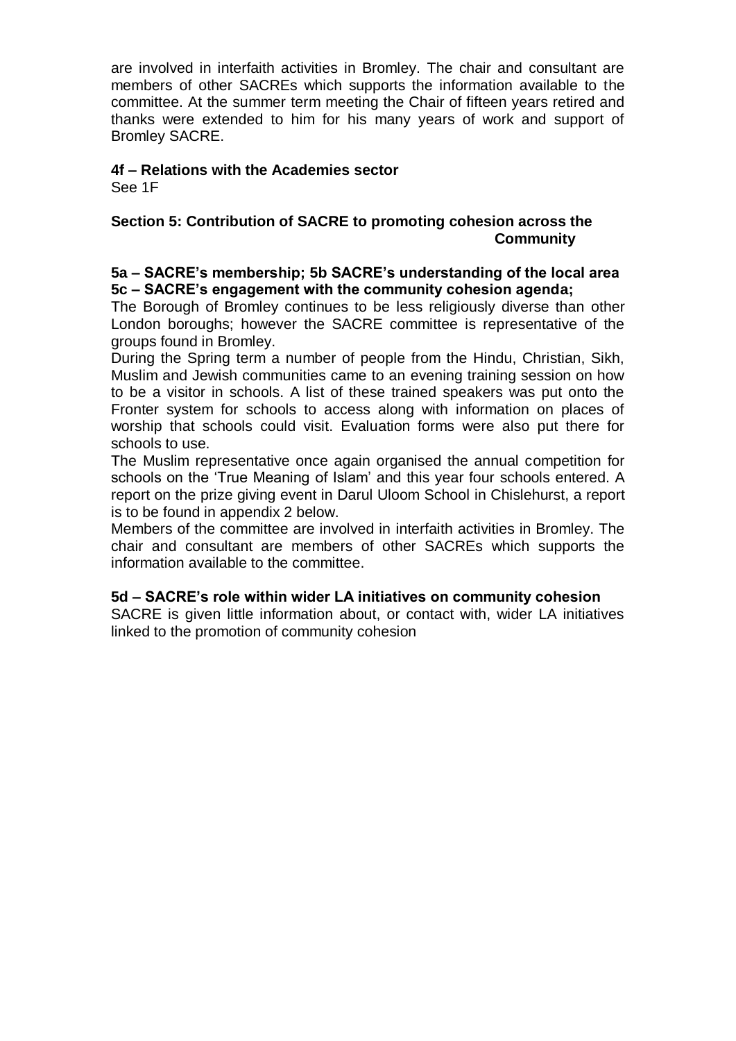are involved in interfaith activities in Bromley. The chair and consultant are members of other SACREs which supports the information available to the committee. At the summer term meeting the Chair of fifteen years retired and thanks were extended to him for his many years of work and support of Bromley SACRE.

**4f – Relations with the Academies sector**

See 1F

## Section 5: Contribution of SACRE to promoting cohesion across the Community

**5a – SACRE's membership; 5b SACRE's understanding of the local area**
**5c – SACRE's engagement with the community cohesion agenda;**

The Borough of Bromley continues to be less religiously diverse than other London boroughs; however the SACRE committee is representative of the groups found in Bromley.

During the Spring term a number of people from the Hindu, Christian, Sikh, Muslim and Jewish communities came to an evening training session on how to be a visitor in schools. A list of these trained speakers was put onto the Fronter system for schools to access along with information on places of worship that schools could visit. Evaluation forms were also put there for schools to use.

The Muslim representative once again organised the annual competition for schools on the 'True Meaning of Islam' and this year four schools entered. A report on the prize giving event in Darul Uloom School in Chislehurst, a report is to be found in appendix 2 below.

Members of the committee are involved in interfaith activities in Bromley. The chair and consultant are members of other SACREs which supports the information available to the committee.

**5d – SACRE's role within wider LA initiatives on community cohesion**

SACRE is given little information about, or contact with, wider LA initiatives linked to the promotion of community cohesion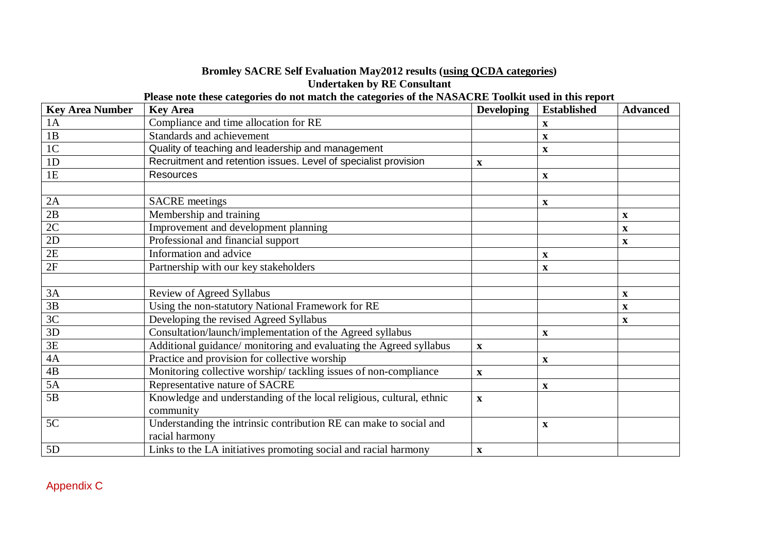**Bromley SACRE Self Evaluation May2012 results (using QCDA categories)**
**Undertaken by RE Consultant**
**Please note these categories do not match the categories of the NASACRE Toolkit used in this report**

| Key Area Number | Key Area | Developing | Established | Advanced |
|---|---|---|---|---|
| 1A | Compliance and time allocation for RE | | x | |
| 1B | Standards and achievement | | x | |
| 1C | Quality of teaching and leadership and management | | x | |
| 1D | Recruitment and retention issues. Level of specialist provision | x | | |
| 1E | Resources | | x | |
| | | | | |
| 2A | SACRE meetings | | x | |
| 2B | Membership and training | | | x |
| 2C | Improvement and development planning | | | x |
| 2D | Professional and financial support | | | x |
| 2E | Information and advice | | x | |
| 2F | Partnership with our key stakeholders | | x | |
| | | | | |
| 3A | Review of Agreed Syllabus | | | x |
| 3B | Using the non-statutory National Framework for RE | | | x |
| 3C | Developing the revised Agreed Syllabus | | | x |
| 3D | Consultation/launch/implementation of the Agreed syllabus | | x | |
| 3E | Additional guidance/ monitoring and evaluating the Agreed syllabus | x | | |
| 4A | Practice and provision for collective worship | | x | |
| 4B | Monitoring collective worship/ tackling issues of non-compliance | x | | |
| 5A | Representative nature of SACRE | | x | |
| 5B | Knowledge and understanding of the local religious, cultural, ethnic community | x | | |
| 5C | Understanding the intrinsic contribution RE can make to social and racial harmony | | x | |
| 5D | Links to the LA initiatives promoting social and racial harmony | x | | |

Appendix C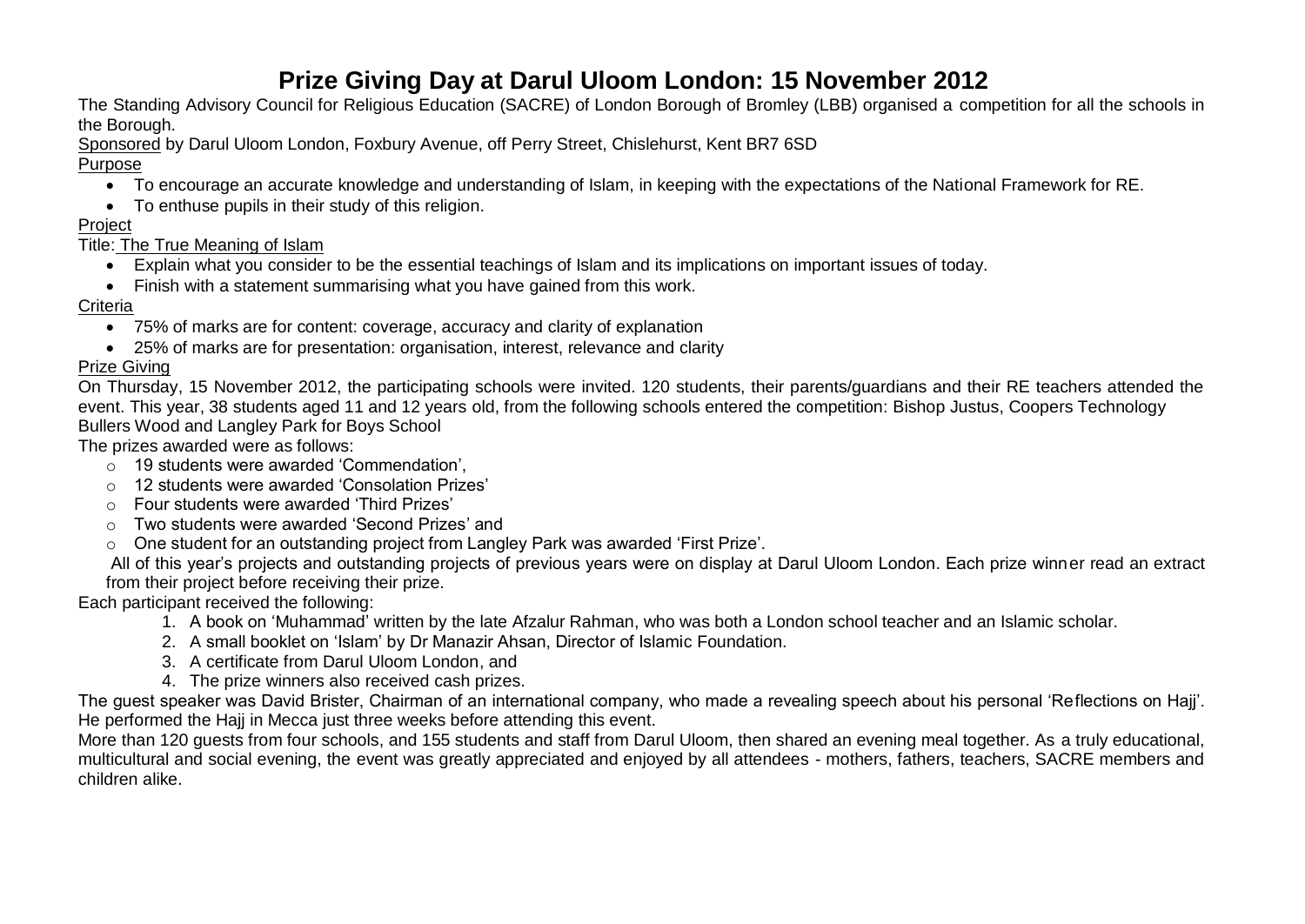# Prize Giving Day at Darul Uloom London: 15 November 2012

The Standing Advisory Council for Religious Education (SACRE) of London Borough of Bromley (LBB) organised a competition for all the schools in the Borough.

Sponsored by Darul Uloom London, Foxbury Avenue, off Perry Street, Chislehurst, Kent BR7 6SD

Purpose

- To encourage an accurate knowledge and understanding of Islam, in keeping with the expectations of the National Framework for RE.
- To enthuse pupils in their study of this religion.

Project

Title: The True Meaning of Islam

- Explain what you consider to be the essential teachings of Islam and its implications on important issues of today.
- Finish with a statement summarising what you have gained from this work.

Criteria

- 75% of marks are for content: coverage, accuracy and clarity of explanation
- 25% of marks are for presentation: organisation, interest, relevance and clarity

Prize Giving

On Thursday, 15 November 2012, the participating schools were invited. 120 students, their parents/guardians and their RE teachers attended the event. This year, 38 students aged 11 and 12 years old, from the following schools entered the competition: Bishop Justus, Coopers Technology Bullers Wood and Langley Park for Boys School

The prizes awarded were as follows:

- 19 students were awarded 'Commendation',
- 12 students were awarded 'Consolation Prizes'
- Four students were awarded 'Third Prizes'
- Two students were awarded 'Second Prizes' and
- One student for an outstanding project from Langley Park was awarded 'First Prize'.

All of this year's projects and outstanding projects of previous years were on display at Darul Uloom London. Each prize winner read an extract from their project before receiving their prize.

Each participant received the following:

1. A book on 'Muhammad' written by the late Afzalur Rahman, who was both a London school teacher and an Islamic scholar.
2. A small booklet on 'Islam' by Dr Manazir Ahsan, Director of Islamic Foundation.
3. A certificate from Darul Uloom London, and
4. The prize winners also received cash prizes.

The guest speaker was David Brister, Chairman of an international company, who made a revealing speech about his personal 'Reflections on Hajj'. He performed the Hajj in Mecca just three weeks before attending this event.

More than 120 guests from four schools, and 155 students and staff from Darul Uloom, then shared an evening meal together. As a truly educational, multicultural and social evening, the event was greatly appreciated and enjoyed by all attendees - mothers, fathers, teachers, SACRE members and children alike.